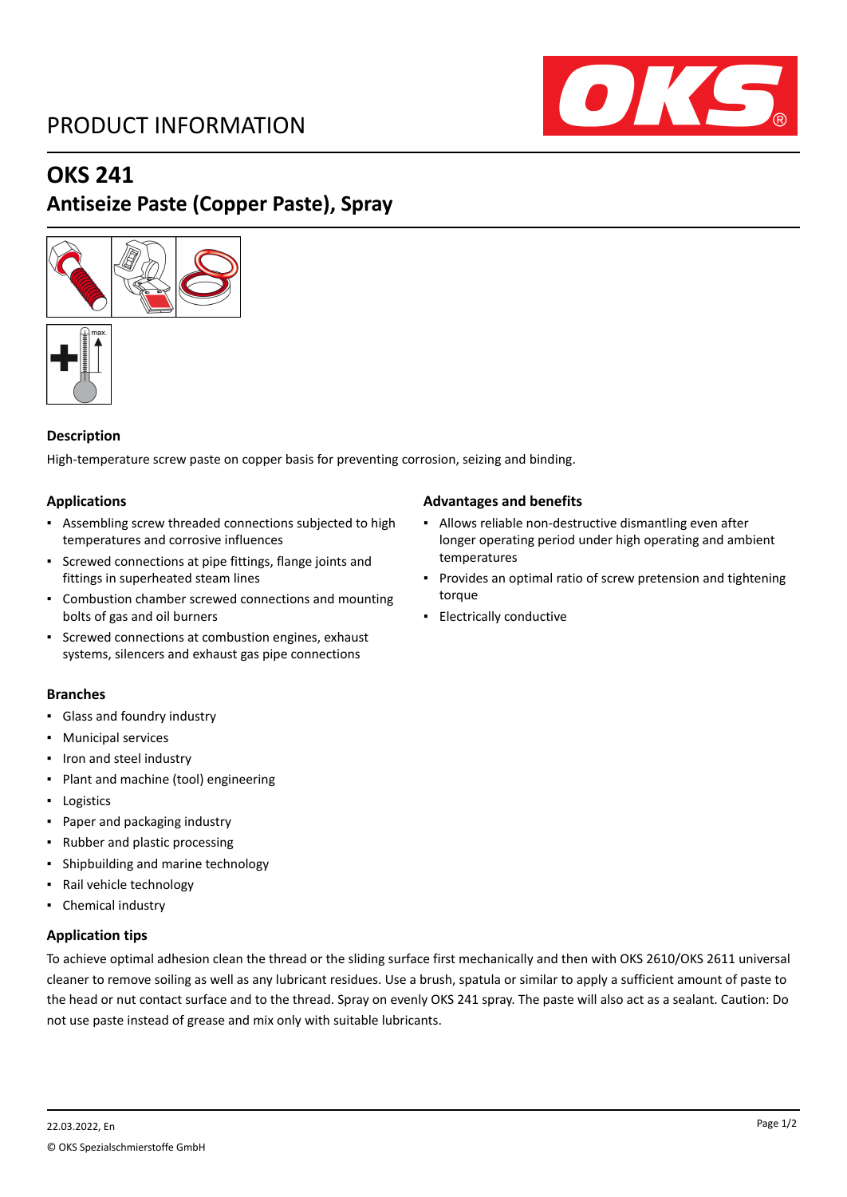# PRODUCT INFORMATION

## OKS 241

## Antiseize Paste (Copper Paste), Spray

### Description

High-temperature screw paste on copper basis for preventing corrosion, seizing and binding.

### Applications

- Assembling screw threaded connections subjected to high temperatures and corrosive influences
- Screwed connections at pipe fittings, flange joints and fittings in superheated steam lines
- Combustion chamber screwed connections and mounting bolts of gas and oil burners
- Screwed connections at combustion engines, exhaust systems, silencers and exhaust gas pipe connections

### Advantages and benefits

- Allows reliable non-destructive dismantling even after longer operating period under high operating and ambient temperatures
- Provides an optimal ratio of screw pretension and tightening torque
- Electrically conductive

### Branches

- Glass and foundry industry
- Municipal services
- Iron and steel industry
- Plant and machine (tool) engineering
- Logistics
- Paper and packaging industry
- Rubber and plastic processing
- Shipbuilding and marine technology
- Rail vehicle technology
- Chemical industry

### Application tips

To achieve optimal adhesion clean the thread or the sliding surface first mechanically and then with OKS 2610/OKS 2611 universal cleaner to remove soiling as well as any lubricant residues. Use a brush, spatula or similar to apply a sufficient amount of paste to the head or nut contact surface and to the thread. Spray on evenly OKS 241 spray. The paste will also act as a sealant. Caution: Do not use paste instead of grease and mix only with suitable lubricants.

22.03.2022, En

© OKS Spezialschmierstoffe GmbH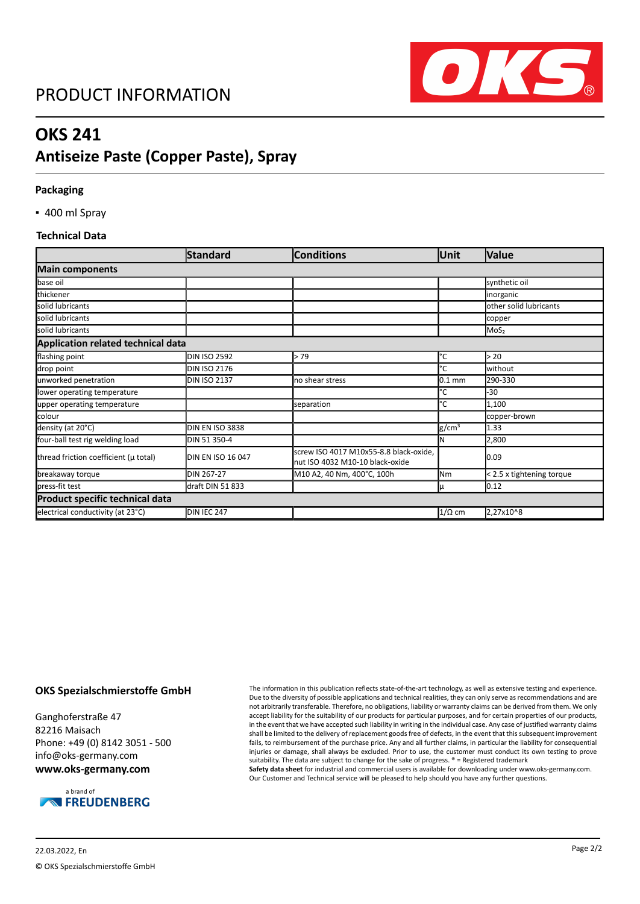# PRODUCT INFORMATION

## OKS 241

## Antiseize Paste (Copper Paste), Spray

### Packaging

- 400 ml Spray

### Technical Data

| | Standard | Conditions | Unit | Value |
|---|---|---|---|---|
| **Main components** | | | | |
| base oil | | | | synthetic oil |
| thickener | | | | inorganic |
| solid lubricants | | | | other solid lubricants |
| solid lubricants | | | | copper |
| solid lubricants | | | | $MoS_2$ |
| **Application related technical data** | | | | |
| flashing point | DIN ISO 2592 | > 79 | °C | > 20 |
| drop point | DIN ISO 2176 | | °C | without |
| unworked penetration | DIN ISO 2137 | no shear stress | 0.1 mm | 290-330 |
| lower operating temperature | | | °C | -30 |
| upper operating temperature | | separation | °C | 1,100 |
| colour | | | | copper-brown |
| density (at 20°C) | DIN EN ISO 3838 | | $g/cm^3$ | 1.33 |
| four-ball test rig welding load | DIN 51 350-4 | | N | 2,800 |
| thread friction coefficient (μ total) | DIN EN ISO 16 047 | screw ISO 4017 M10x55-8.8 black-oxide, nut ISO 4032 M10-10 black-oxide | | 0.09 |
| breakaway torque | DIN 267-27 | M10 A2, 40 Nm, 400°C, 100h | Nm | < 2.5 x tightening torque |
| press-fit test | draft DIN 51 833 | | μ | 0.12 |
| **Product specific technical data** | | | | |
| electrical conductivity (at 23°C) | DIN IEC 247 | | 1/Ω cm | 2,27x10^8 |

**OKS Spezialschmierstoffe GmbH**

Ganghoferstraße 47
82216 Maisach
Phone: +49 (0) 8142 3051 - 500
info@oks-germany.com
**www.oks-germany.com**

a brand of FREUDENBERG

The information in this publication reflects state-of-the-art technology, as well as extensive testing and experience. Due to the diversity of possible applications and technical realities, they can only serve as recommendations and are not arbitrarily transferable. Therefore, no obligations, liability or warranty claims can be derived from them. We only accept liability for the suitability of our products for particular purposes, and for certain properties of our products, in the event that we have accepted such liability in writing in the individual case. Any case of justified warranty claims shall be limited to the delivery of replacement goods free of defects, in the event that this subsequent improvement fails, to reimbursement of the purchase price. Any and all further claims, in particular the liability for consequential injuries or damage, shall always be excluded. Prior to use, the customer must conduct its own testing to prove suitability. The data are subject to change for the sake of progress. ® = Registered trademark
**Safety data sheet** for industrial and commercial users is available for downloading under www.oks-germany.com. Our Customer and Technical service will be pleased to help should you have any further questions.

22.03.2022, En

© OKS Spezialschmierstoffe GmbH